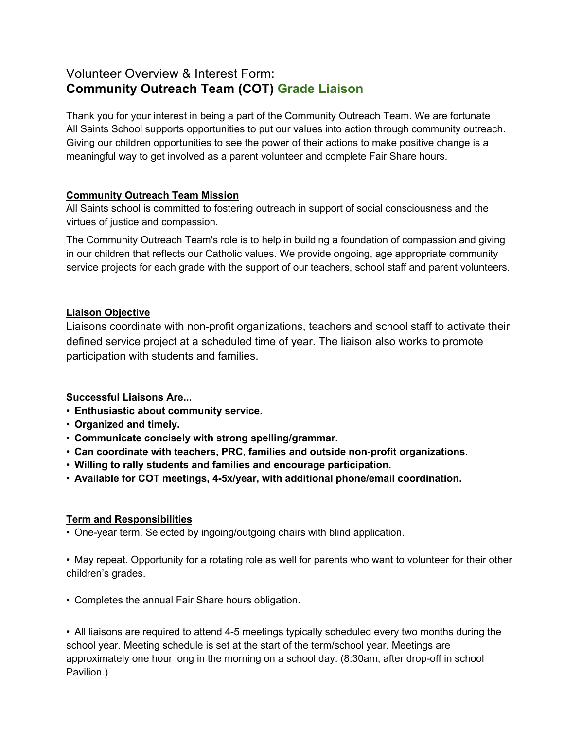# Volunteer Overview & Interest Form: **Community Outreach Team (COT) Grade Liaison**

Thank you for your interest in being a part of the Community Outreach Team. We are fortunate All Saints School supports opportunities to put our values into action through community outreach. Giving our children opportunities to see the power of their actions to make positive change is a meaningful way to get involved as a parent volunteer and complete Fair Share hours.

## Community Outreach Team Mission

All Saints school is committed to fostering outreach in support of social consciousness and the virtues of justice and compassion.

The Community Outreach Team's role is to help in building a foundation of compassion and giving in our children that reflects our Catholic values. We provide ongoing, age appropriate community service projects for each grade with the support of our teachers, school staff and parent volunteers.

## Liaison Objective

Liaisons coordinate with non-profit organizations, teachers and school staff to activate their defined service project at a scheduled time of year. The liaison also works to promote participation with students and families.

**Successful Liaisons Are...**

- **Enthusiastic about community service.**
- **Organized and timely.**
- **Communicate concisely with strong spelling/grammar.**
- **Can coordinate with teachers, PRC, families and outside non-profit organizations.**
- **Willing to rally students and families and encourage participation.**
- **Available for COT meetings, 4-5x/year, with additional phone/email coordination.**

## Term and Responsibilities

- One-year term. Selected by ingoing/outgoing chairs with blind application.

- May repeat. Opportunity for a rotating role as well for parents who want to volunteer for their other children's grades.

- Completes the annual Fair Share hours obligation.

- All liaisons are required to attend 4-5 meetings typically scheduled every two months during the school year. Meeting schedule is set at the start of the term/school year. Meetings are approximately one hour long in the morning on a school day. (8:30am, after drop-off in school Pavilion.)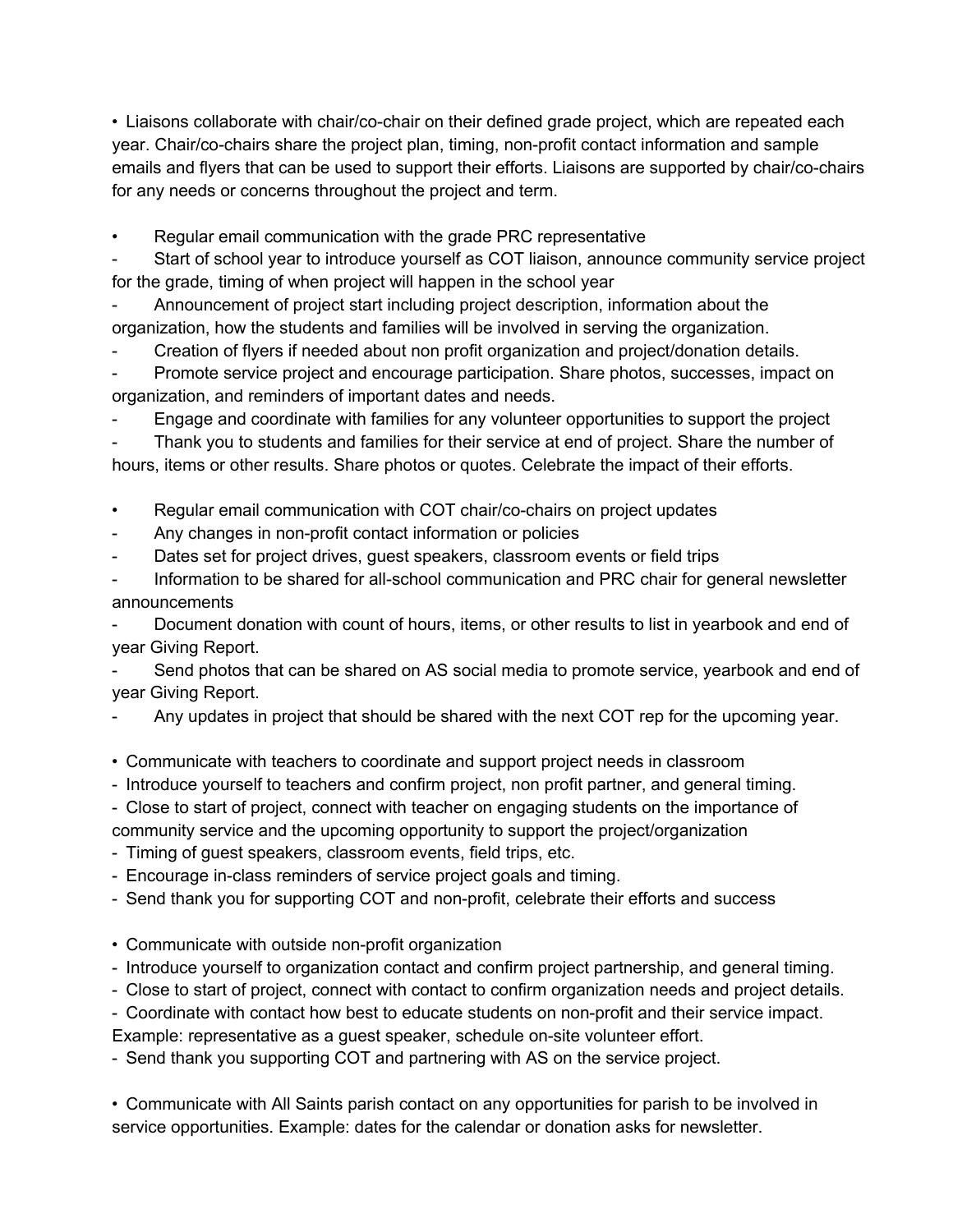- Liaisons collaborate with chair/co-chair on their defined grade project, which are repeated each year. Chair/co-chairs share the project plan, timing, non-profit contact information and sample emails and flyers that can be used to support their efforts. Liaisons are supported by chair/co-chairs for any needs or concerns throughout the project and term.

- Regular email communication with the grade PRC representative
  - Start of school year to introduce yourself as COT liaison, announce community service project for the grade, timing of when project will happen in the school year
  - Announcement of project start including project description, information about the organization, how the students and families will be involved in serving the organization.
  - Creation of flyers if needed about non profit organization and project/donation details.
  - Promote service project and encourage participation. Share photos, successes, impact on organization, and reminders of important dates and needs.
  - Engage and coordinate with families for any volunteer opportunities to support the project
  - Thank you to students and families for their service at end of project. Share the number of hours, items or other results. Share photos or quotes. Celebrate the impact of their efforts.

- Regular email communication with COT chair/co-chairs on project updates
  - Any changes in non-profit contact information or policies
  - Dates set for project drives, guest speakers, classroom events or field trips
  - Information to be shared for all-school communication and PRC chair for general newsletter announcements
  - Document donation with count of hours, items, or other results to list in yearbook and end of year Giving Report.
  - Send photos that can be shared on AS social media to promote service, yearbook and end of year Giving Report.
  - Any updates in project that should be shared with the next COT rep for the upcoming year.

- Communicate with teachers to coordinate and support project needs in classroom
  - Introduce yourself to teachers and confirm project, non profit partner, and general timing.
  - Close to start of project, connect with teacher on engaging students on the importance of community service and the upcoming opportunity to support the project/organization
  - Timing of guest speakers, classroom events, field trips, etc.
  - Encourage in-class reminders of service project goals and timing.
  - Send thank you for supporting COT and non-profit, celebrate their efforts and success

- Communicate with outside non-profit organization
  - Introduce yourself to organization contact and confirm project partnership, and general timing.
  - Close to start of project, connect with contact to confirm organization needs and project details.
  - Coordinate with contact how best to educate students on non-profit and their service impact. Example: representative as a guest speaker, schedule on-site volunteer effort.
  - Send thank you supporting COT and partnering with AS on the service project.

- Communicate with All Saints parish contact on any opportunities for parish to be involved in service opportunities. Example: dates for the calendar or donation asks for newsletter.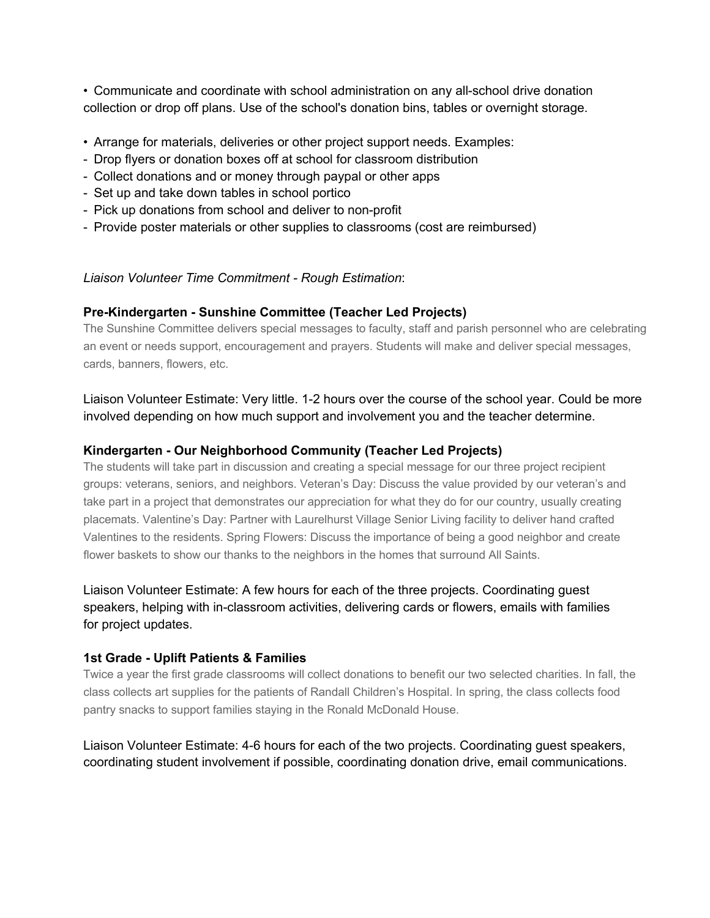- Communicate and coordinate with school administration on any all-school drive donation collection or drop off plans. Use of the school's donation bins, tables or overnight storage.

- Arrange for materials, deliveries or other project support needs. Examples:
  - Drop flyers or donation boxes off at school for classroom distribution
  - Collect donations and or money through paypal or other apps
  - Set up and take down tables in school portico
  - Pick up donations from school and deliver to non-profit
  - Provide poster materials or other supplies to classrooms (cost are reimbursed)

*Liaison Volunteer Time Commitment - Rough Estimation*:

**Pre-Kindergarten - Sunshine Committee (Teacher Led Projects)**

The Sunshine Committee delivers special messages to faculty, staff and parish personnel who are celebrating an event or needs support, encouragement and prayers. Students will make and deliver special messages, cards, banners, flowers, etc.

Liaison Volunteer Estimate: Very little. 1-2 hours over the course of the school year. Could be more involved depending on how much support and involvement you and the teacher determine.

**Kindergarten - Our Neighborhood Community (Teacher Led Projects)**

The students will take part in discussion and creating a special message for our three project recipient groups: veterans, seniors, and neighbors. Veteran's Day: Discuss the value provided by our veteran's and take part in a project that demonstrates our appreciation for what they do for our country, usually creating placemats. Valentine's Day: Partner with Laurelhurst Village Senior Living facility to deliver hand crafted Valentines to the residents. Spring Flowers: Discuss the importance of being a good neighbor and create flower baskets to show our thanks to the neighbors in the homes that surround All Saints.

Liaison Volunteer Estimate: A few hours for each of the three projects. Coordinating guest speakers, helping with in-classroom activities, delivering cards or flowers, emails with families for project updates.

**1st Grade - Uplift Patients & Families**

Twice a year the first grade classrooms will collect donations to benefit our two selected charities. In fall, the class collects art supplies for the patients of Randall Children's Hospital. In spring, the class collects food pantry snacks to support families staying in the Ronald McDonald House.

Liaison Volunteer Estimate: 4-6 hours for each of the two projects. Coordinating guest speakers, coordinating student involvement if possible, coordinating donation drive, email communications.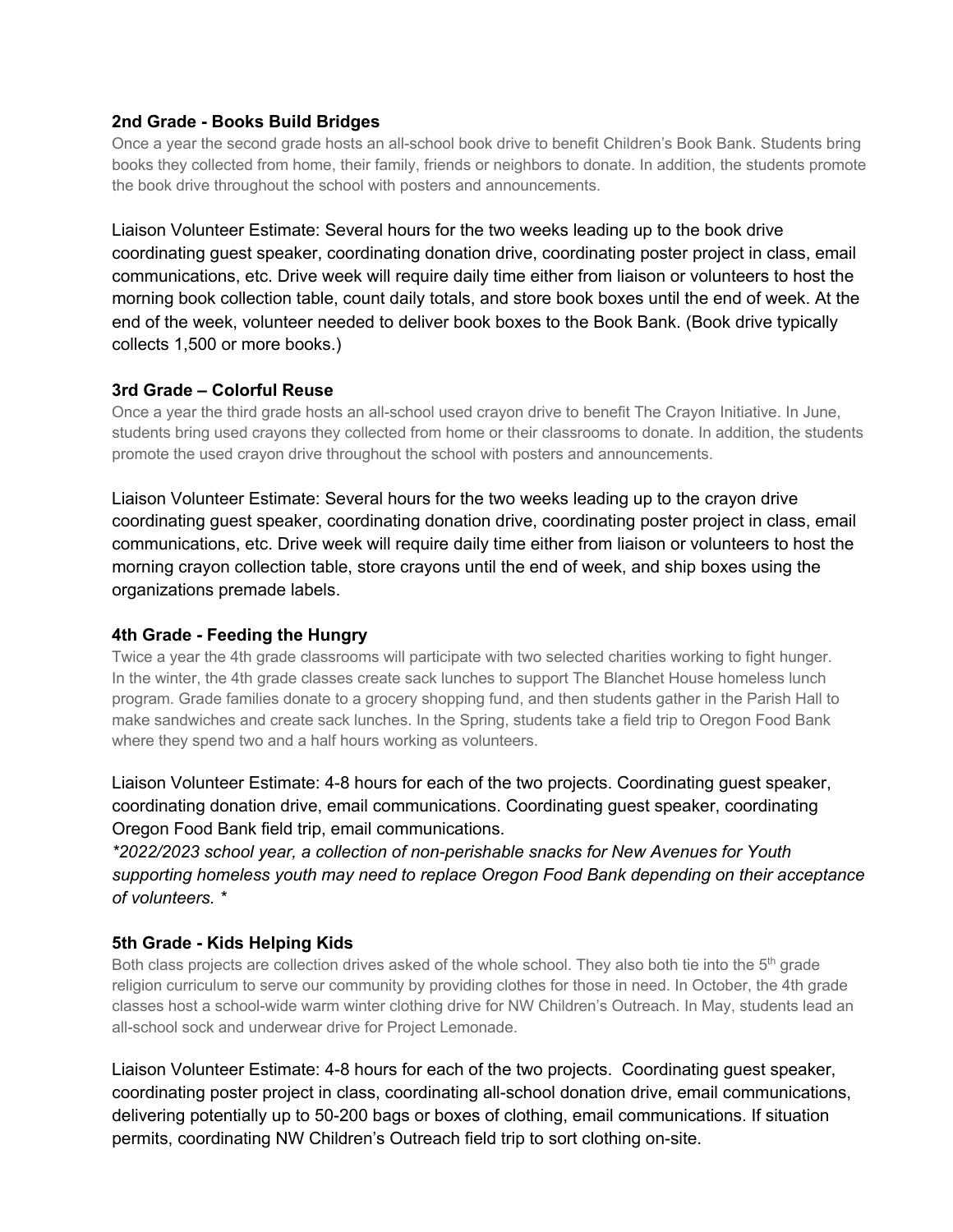**2nd Grade - Books Build Bridges**

Once a year the second grade hosts an all-school book drive to benefit Children's Book Bank. Students bring books they collected from home, their family, friends or neighbors to donate. In addition, the students promote the book drive throughout the school with posters and announcements.

Liaison Volunteer Estimate: Several hours for the two weeks leading up to the book drive coordinating guest speaker, coordinating donation drive, coordinating poster project in class, email communications, etc. Drive week will require daily time either from liaison or volunteers to host the morning book collection table, count daily totals, and store book boxes until the end of week. At the end of the week, volunteer needed to deliver book boxes to the Book Bank. (Book drive typically collects 1,500 or more books.)

**3rd Grade – Colorful Reuse**

Once a year the third grade hosts an all-school used crayon drive to benefit The Crayon Initiative. In June, students bring used crayons they collected from home or their classrooms to donate. In addition, the students promote the used crayon drive throughout the school with posters and announcements.

Liaison Volunteer Estimate: Several hours for the two weeks leading up to the crayon drive coordinating guest speaker, coordinating donation drive, coordinating poster project in class, email communications, etc. Drive week will require daily time either from liaison or volunteers to host the morning crayon collection table, store crayons until the end of week, and ship boxes using the organizations premade labels.

**4th Grade - Feeding the Hungry**

Twice a year the 4th grade classrooms will participate with two selected charities working to fight hunger. In the winter, the 4th grade classes create sack lunches to support The Blanchet House homeless lunch program. Grade families donate to a grocery shopping fund, and then students gather in the Parish Hall to make sandwiches and create sack lunches. In the Spring, students take a field trip to Oregon Food Bank where they spend two and a half hours working as volunteers.

Liaison Volunteer Estimate: 4-8 hours for each of the two projects. Coordinating guest speaker, coordinating donation drive, email communications. Coordinating guest speaker, coordinating Oregon Food Bank field trip, email communications.
*\*2022/2023 school year, a collection of non-perishable snacks for New Avenues for Youth supporting homeless youth may need to replace Oregon Food Bank depending on their acceptance of volunteers. \**

**5th Grade - Kids Helping Kids**

Both class projects are collection drives asked of the whole school. They also both tie into the 5th grade religion curriculum to serve our community by providing clothes for those in need. In October, the 4th grade classes host a school-wide warm winter clothing drive for NW Children's Outreach. In May, students lead an all-school sock and underwear drive for Project Lemonade.

Liaison Volunteer Estimate: 4-8 hours for each of the two projects. Coordinating guest speaker, coordinating poster project in class, coordinating all-school donation drive, email communications, delivering potentially up to 50-200 bags or boxes of clothing, email communications. If situation permits, coordinating NW Children's Outreach field trip to sort clothing on-site.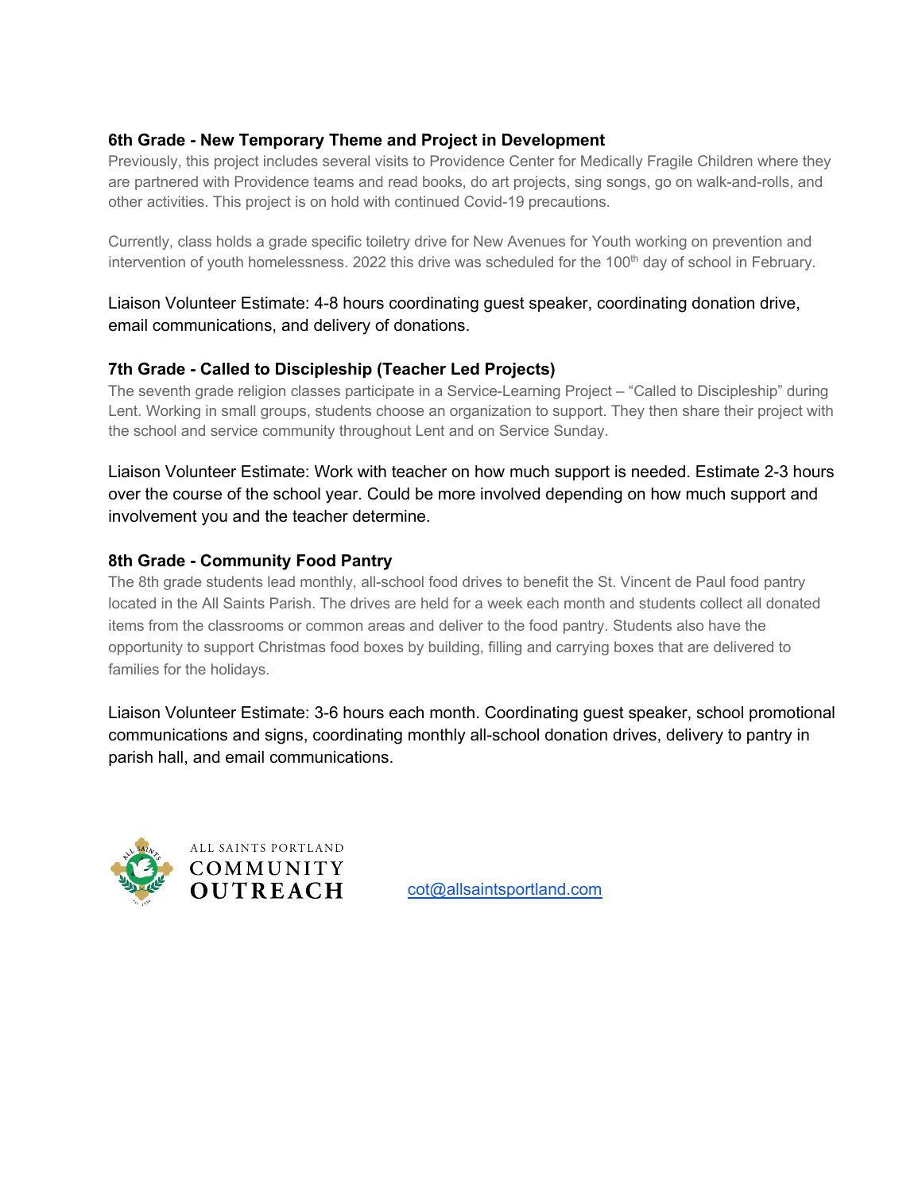### 6th Grade - New Temporary Theme and Project in Development

Previously, this project includes several visits to Providence Center for Medically Fragile Children where they are partnered with Providence teams and read books, do art projects, sing songs, go on walk-and-rolls, and other activities. This project is on hold with continued Covid-19 precautions.

Currently, class holds a grade specific toiletry drive for New Avenues for Youth working on prevention and intervention of youth homelessness. 2022 this drive was scheduled for the 100th day of school in February.

Liaison Volunteer Estimate: 4-8 hours coordinating guest speaker, coordinating donation drive, email communications, and delivery of donations.

### 7th Grade - Called to Discipleship (Teacher Led Projects)

The seventh grade religion classes participate in a Service-Learning Project – "Called to Discipleship" during Lent. Working in small groups, students choose an organization to support. They then share their project with the school and service community throughout Lent and on Service Sunday.

Liaison Volunteer Estimate: Work with teacher on how much support is needed. Estimate 2-3 hours over the course of the school year. Could be more involved depending on how much support and involvement you and the teacher determine.

### 8th Grade - Community Food Pantry

The 8th grade students lead monthly, all-school food drives to benefit the St. Vincent de Paul food pantry located in the All Saints Parish. The drives are held for a week each month and students collect all donated items from the classrooms or common areas and deliver to the food pantry. Students also have the opportunity to support Christmas food boxes by building, filling and carrying boxes that are delivered to families for the holidays.

Liaison Volunteer Estimate: 3-6 hours each month. Coordinating guest speaker, school promotional communications and signs, coordinating monthly all-school donation drives, delivery to pantry in parish hall, and email communications.

ALL SAINTS PORTLAND COMMUNITY OUTREACH

cot@allsaintsportland.com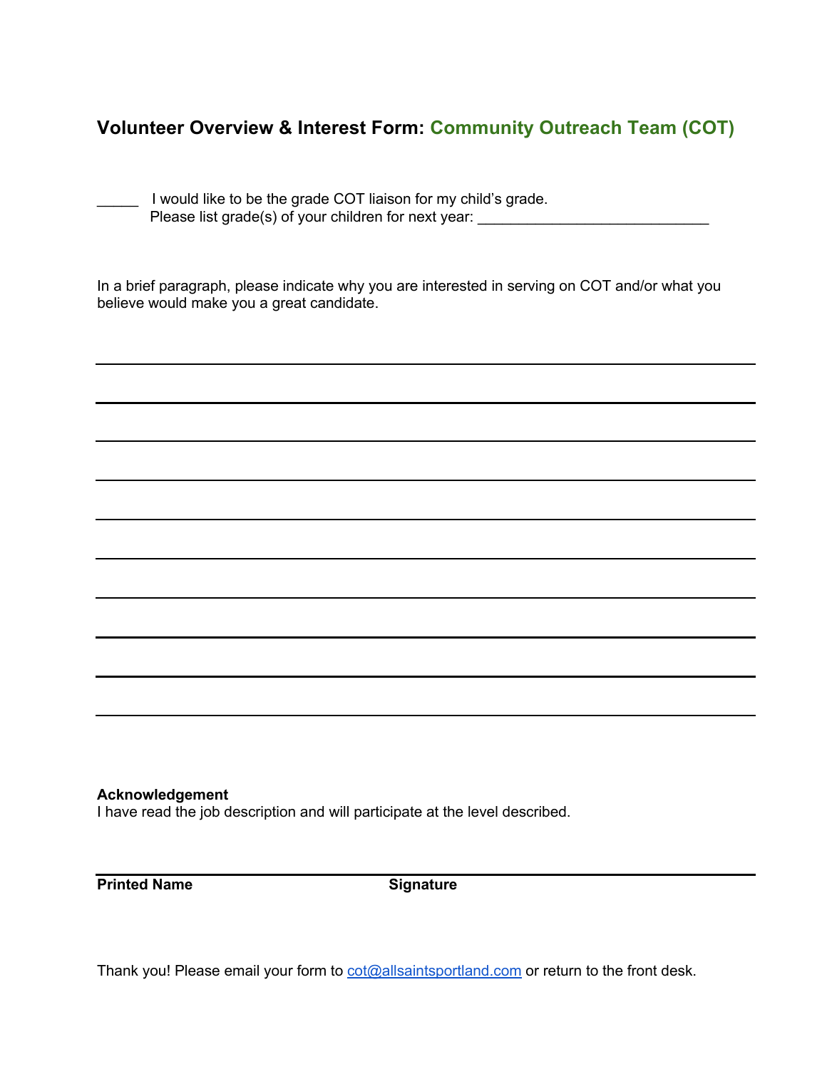## Volunteer Overview & Interest Form: Community Outreach Team (COT)

_____ I would like to be the grade COT liaison for my child's grade.
Please list grade(s) of your children for next year: ____________________________

In a brief paragraph, please indicate why you are interested in serving on COT and/or what you believe would make you a great candidate.

**Acknowledgement**
I have read the job description and will participate at the level described.

**Printed Name** **Signature**

Thank you! Please email your form to [cot@allsaintsportland.com](mailto:cot@allsaintsportland.com) or return to the front desk.